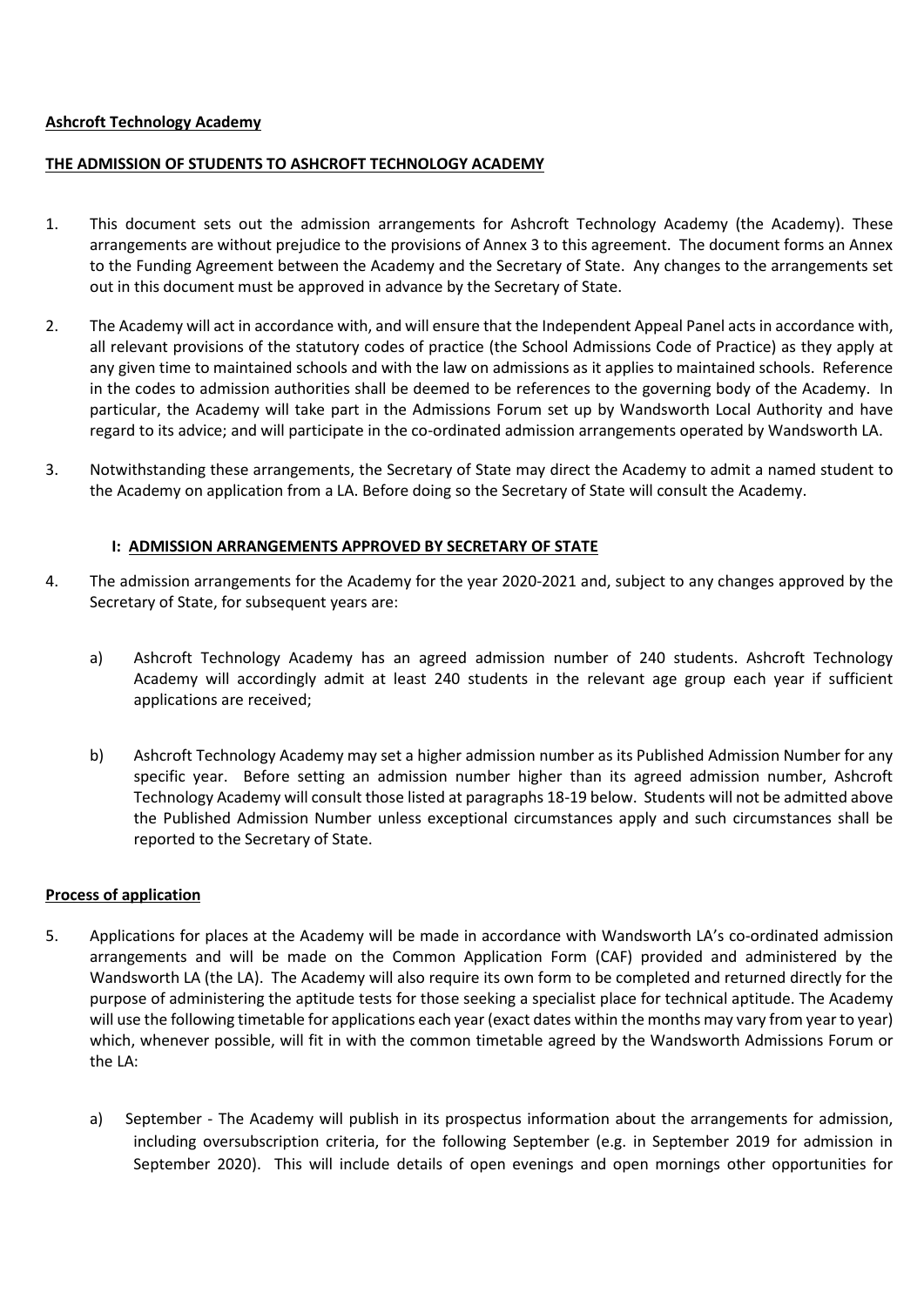**Ashcroft Technology Academy**

**THE ADMISSION OF STUDENTS TO ASHCROFT TECHNOLOGY ACADEMY**

1. This document sets out the admission arrangements for Ashcroft Technology Academy (the Academy). These arrangements are without prejudice to the provisions of Annex 3 to this agreement. The document forms an Annex to the Funding Agreement between the Academy and the Secretary of State. Any changes to the arrangements set out in this document must be approved in advance by the Secretary of State.

2. The Academy will act in accordance with, and will ensure that the Independent Appeal Panel acts in accordance with, all relevant provisions of the statutory codes of practice (the School Admissions Code of Practice) as they apply at any given time to maintained schools and with the law on admissions as it applies to maintained schools. Reference in the codes to admission authorities shall be deemed to be references to the governing body of the Academy. In particular, the Academy will take part in the Admissions Forum set up by Wandsworth Local Authority and have regard to its advice; and will participate in the co-ordinated admission arrangements operated by Wandsworth LA.

3. Notwithstanding these arrangements, the Secretary of State may direct the Academy to admit a named student to the Academy on application from a LA. Before doing so the Secretary of State will consult the Academy.

**I: ADMISSION ARRANGEMENTS APPROVED BY SECRETARY OF STATE**

4. The admission arrangements for the Academy for the year 2020-2021 and, subject to any changes approved by the Secretary of State, for subsequent years are:

   a) Ashcroft Technology Academy has an agreed admission number of 240 students. Ashcroft Technology Academy will accordingly admit at least 240 students in the relevant age group each year if sufficient applications are received;

   b) Ashcroft Technology Academy may set a higher admission number as its Published Admission Number for any specific year. Before setting an admission number higher than its agreed admission number, Ashcroft Technology Academy will consult those listed at paragraphs 18-19 below. Students will not be admitted above the Published Admission Number unless exceptional circumstances apply and such circumstances shall be reported to the Secretary of State.

**Process of application**

5. Applications for places at the Academy will be made in accordance with Wandsworth LA's co-ordinated admission arrangements and will be made on the Common Application Form (CAF) provided and administered by the Wandsworth LA (the LA). The Academy will also require its own form to be completed and returned directly for the purpose of administering the aptitude tests for those seeking a specialist place for technical aptitude. The Academy will use the following timetable for applications each year (exact dates within the months may vary from year to year) which, whenever possible, will fit in with the common timetable agreed by the Wandsworth Admissions Forum or the LA:

   a) September - The Academy will publish in its prospectus information about the arrangements for admission, including oversubscription criteria, for the following September (e.g. in September 2019 for admission in September 2020). This will include details of open evenings and open mornings other opportunities for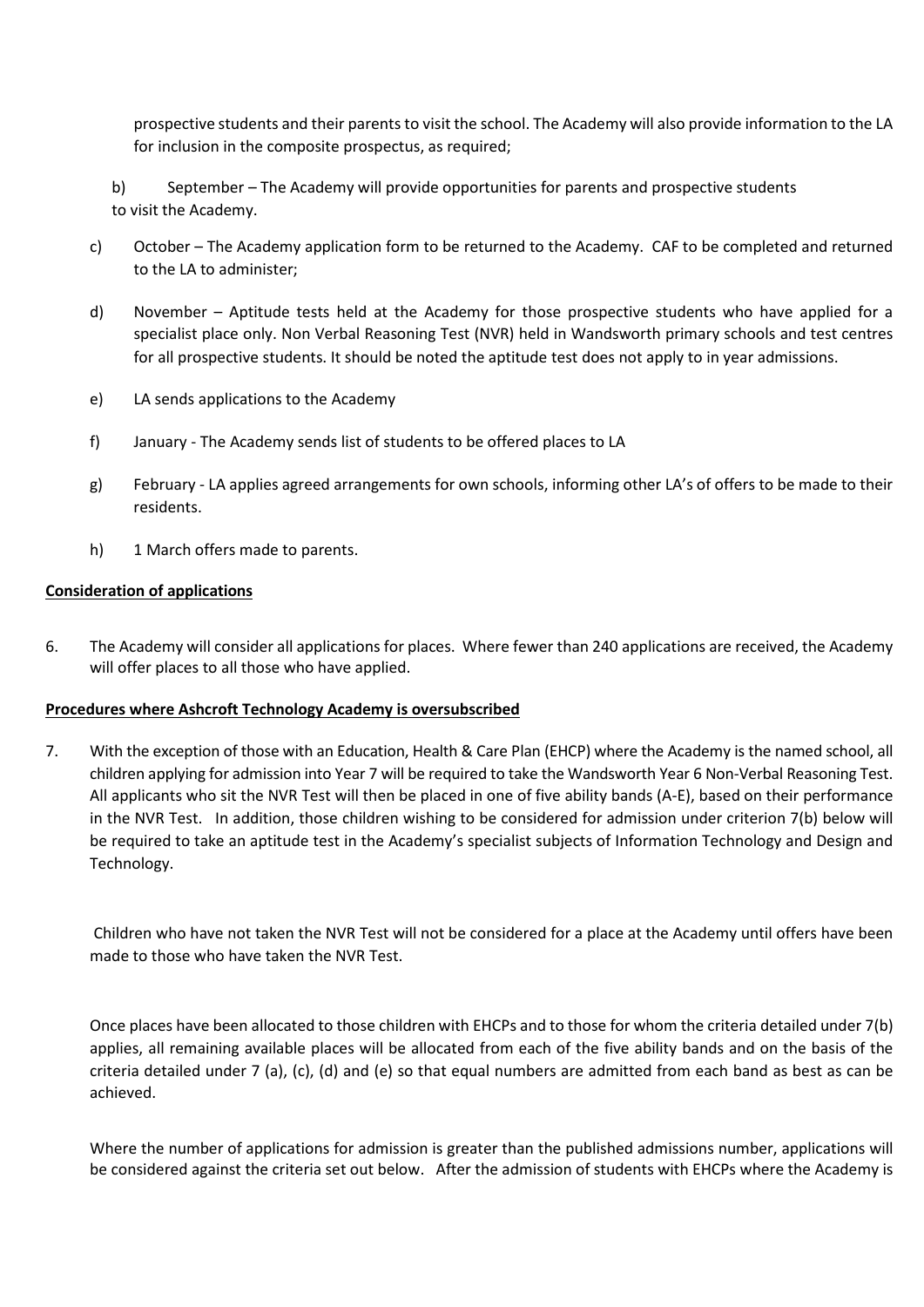prospective students and their parents to visit the school. The Academy will also provide information to the LA for inclusion in the composite prospectus, as required;

b) September – The Academy will provide opportunities for parents and prospective students to visit the Academy.

c) October – The Academy application form to be returned to the Academy. CAF to be completed and returned to the LA to administer;

d) November – Aptitude tests held at the Academy for those prospective students who have applied for a specialist place only. Non Verbal Reasoning Test (NVR) held in Wandsworth primary schools and test centres for all prospective students. It should be noted the aptitude test does not apply to in year admissions.

e) LA sends applications to the Academy

f) January - The Academy sends list of students to be offered places to LA

g) February - LA applies agreed arrangements for own schools, informing other LA's of offers to be made to their residents.

h) 1 March offers made to parents.

**Consideration of applications**

6. The Academy will consider all applications for places. Where fewer than 240 applications are received, the Academy will offer places to all those who have applied.

**Procedures where Ashcroft Technology Academy is oversubscribed**

7. With the exception of those with an Education, Health & Care Plan (EHCP) where the Academy is the named school, all children applying for admission into Year 7 will be required to take the Wandsworth Year 6 Non-Verbal Reasoning Test. All applicants who sit the NVR Test will then be placed in one of five ability bands (A-E), based on their performance in the NVR Test. In addition, those children wishing to be considered for admission under criterion 7(b) below will be required to take an aptitude test in the Academy's specialist subjects of Information Technology and Design and Technology.

Children who have not taken the NVR Test will not be considered for a place at the Academy until offers have been made to those who have taken the NVR Test.

Once places have been allocated to those children with EHCPs and to those for whom the criteria detailed under 7(b) applies, all remaining available places will be allocated from each of the five ability bands and on the basis of the criteria detailed under 7 (a), (c), (d) and (e) so that equal numbers are admitted from each band as best as can be achieved.

Where the number of applications for admission is greater than the published admissions number, applications will be considered against the criteria set out below. After the admission of students with EHCPs where the Academy is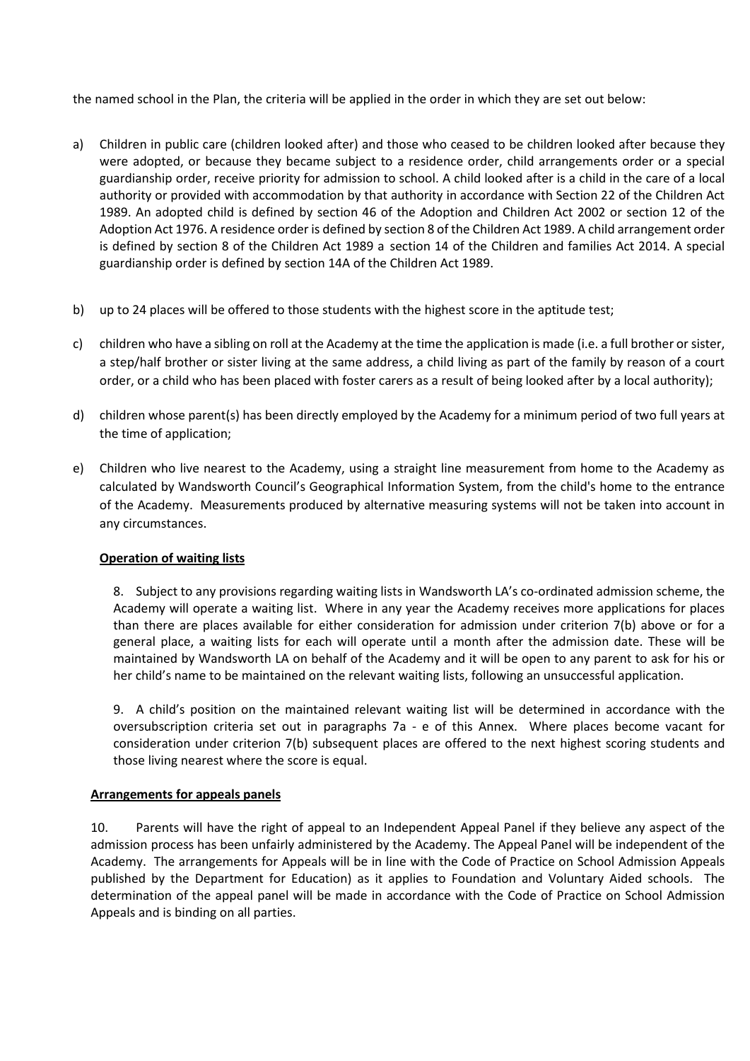the named school in the Plan, the criteria will be applied in the order in which they are set out below:

a) Children in public care (children looked after) and those who ceased to be children looked after because they were adopted, or because they became subject to a residence order, child arrangements order or a special guardianship order, receive priority for admission to school. A child looked after is a child in the care of a local authority or provided with accommodation by that authority in accordance with Section 22 of the Children Act 1989. An adopted child is defined by section 46 of the Adoption and Children Act 2002 or section 12 of the Adoption Act 1976. A residence order is defined by section 8 of the Children Act 1989. A child arrangement order is defined by section 8 of the Children Act 1989 a section 14 of the Children and families Act 2014. A special guardianship order is defined by section 14A of the Children Act 1989.

b) up to 24 places will be offered to those students with the highest score in the aptitude test;

c) children who have a sibling on roll at the Academy at the time the application is made (i.e. a full brother or sister, a step/half brother or sister living at the same address, a child living as part of the family by reason of a court order, or a child who has been placed with foster carers as a result of being looked after by a local authority);

d) children whose parent(s) has been directly employed by the Academy for a minimum period of two full years at the time of application;

e) Children who live nearest to the Academy, using a straight line measurement from home to the Academy as calculated by Wandsworth Council's Geographical Information System, from the child's home to the entrance of the Academy. Measurements produced by alternative measuring systems will not be taken into account in any circumstances.

**Operation of waiting lists**

8. Subject to any provisions regarding waiting lists in Wandsworth LA's co-ordinated admission scheme, the Academy will operate a waiting list. Where in any year the Academy receives more applications for places than there are places available for either consideration for admission under criterion 7(b) above or for a general place, a waiting lists for each will operate until a month after the admission date. These will be maintained by Wandsworth LA on behalf of the Academy and it will be open to any parent to ask for his or her child's name to be maintained on the relevant waiting lists, following an unsuccessful application.

9. A child's position on the maintained relevant waiting list will be determined in accordance with the oversubscription criteria set out in paragraphs 7a - e of this Annex. Where places become vacant for consideration under criterion 7(b) subsequent places are offered to the next highest scoring students and those living nearest where the score is equal.

**Arrangements for appeals panels**

10. Parents will have the right of appeal to an Independent Appeal Panel if they believe any aspect of the admission process has been unfairly administered by the Academy. The Appeal Panel will be independent of the Academy. The arrangements for Appeals will be in line with the Code of Practice on School Admission Appeals published by the Department for Education) as it applies to Foundation and Voluntary Aided schools. The determination of the appeal panel will be made in accordance with the Code of Practice on School Admission Appeals and is binding on all parties.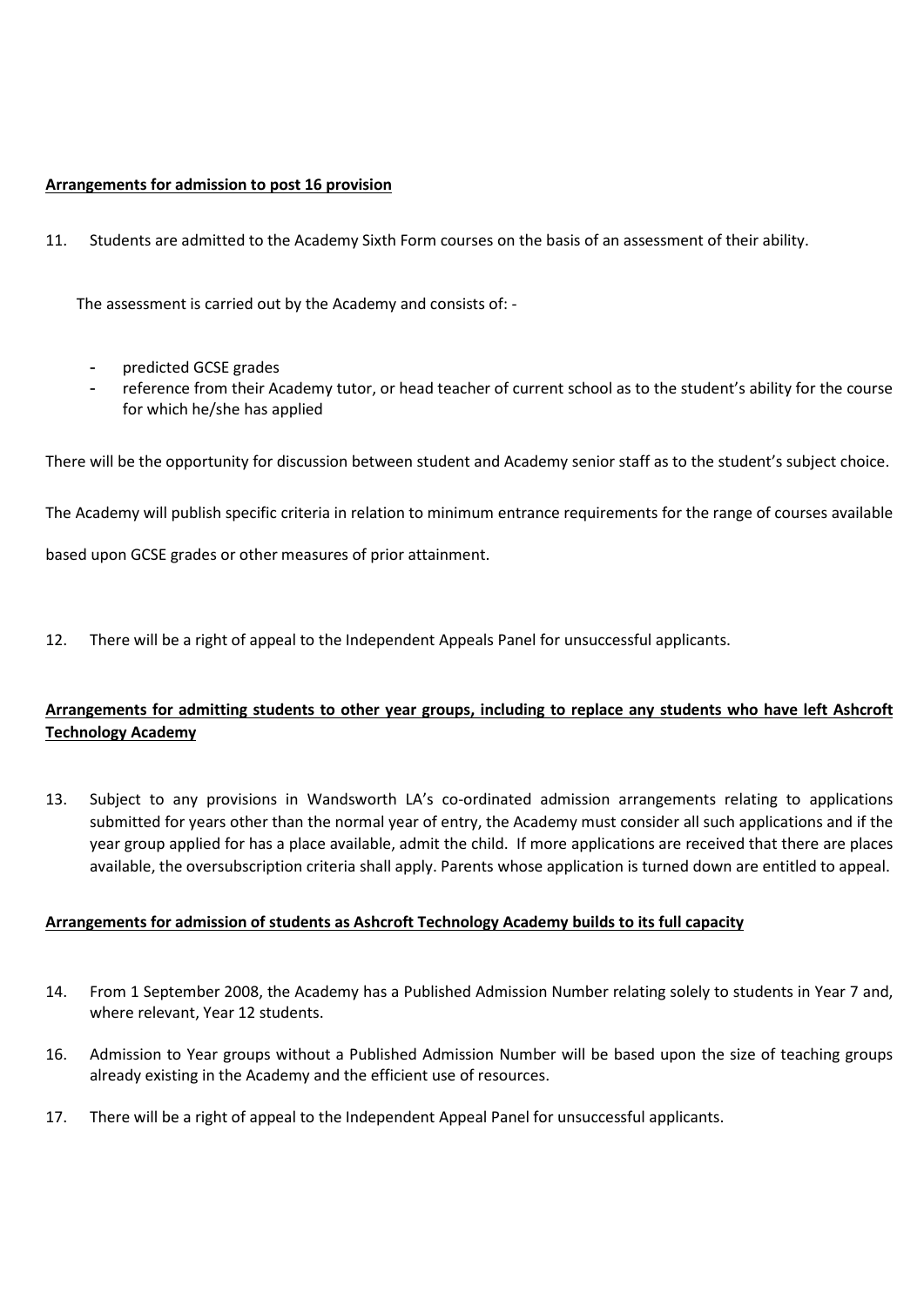**Arrangements for admission to post 16 provision**

11. Students are admitted to the Academy Sixth Form courses on the basis of an assessment of their ability.

The assessment is carried out by the Academy and consists of: -

- predicted GCSE grades
- reference from their Academy tutor, or head teacher of current school as to the student's ability for the course for which he/she has applied

There will be the opportunity for discussion between student and Academy senior staff as to the student's subject choice.

The Academy will publish specific criteria in relation to minimum entrance requirements for the range of courses available based upon GCSE grades or other measures of prior attainment.

12. There will be a right of appeal to the Independent Appeals Panel for unsuccessful applicants.

**Arrangements for admitting students to other year groups, including to replace any students who have left Ashcroft Technology Academy**

13. Subject to any provisions in Wandsworth LA's co-ordinated admission arrangements relating to applications submitted for years other than the normal year of entry, the Academy must consider all such applications and if the year group applied for has a place available, admit the child. If more applications are received that there are places available, the oversubscription criteria shall apply. Parents whose application is turned down are entitled to appeal.

**Arrangements for admission of students as Ashcroft Technology Academy builds to its full capacity**

14. From 1 September 2008, the Academy has a Published Admission Number relating solely to students in Year 7 and, where relevant, Year 12 students.

16. Admission to Year groups without a Published Admission Number will be based upon the size of teaching groups already existing in the Academy and the efficient use of resources.

17. There will be a right of appeal to the Independent Appeal Panel for unsuccessful applicants.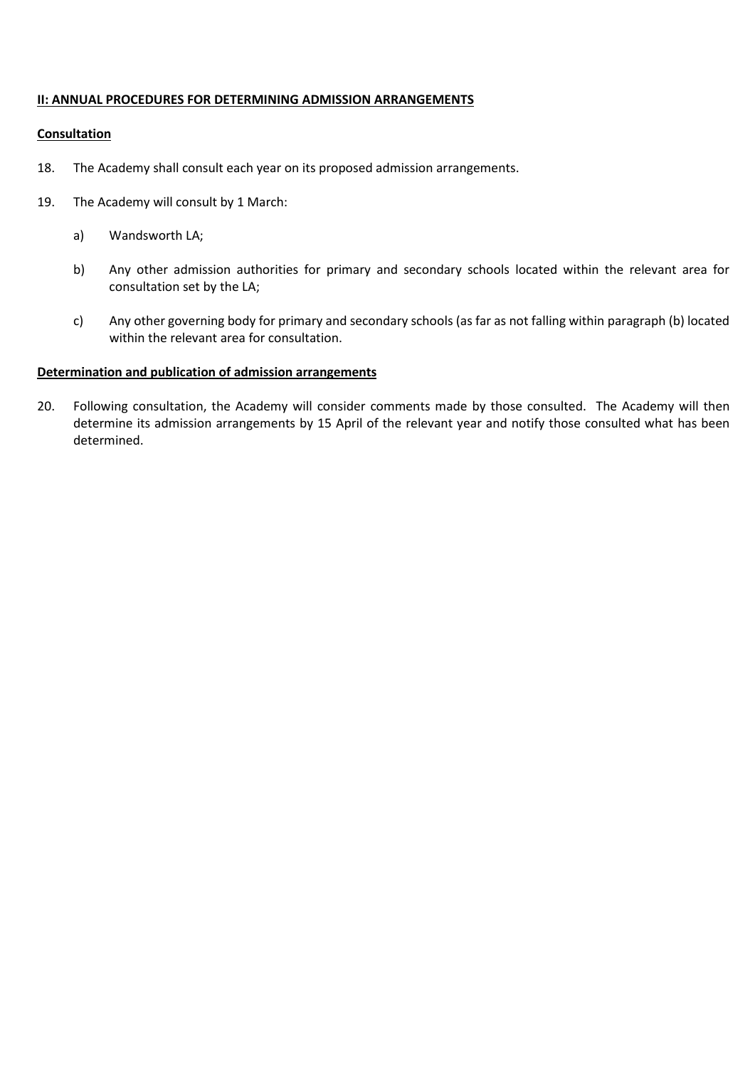## II: ANNUAL PROCEDURES FOR DETERMINING ADMISSION ARRANGEMENTS

### Consultation

18. The Academy shall consult each year on its proposed admission arrangements.

19. The Academy will consult by 1 March:

    a) Wandsworth LA;

    b) Any other admission authorities for primary and secondary schools located within the relevant area for consultation set by the LA;

    c) Any other governing body for primary and secondary schools (as far as not falling within paragraph (b) located within the relevant area for consultation.

### Determination and publication of admission arrangements

20. Following consultation, the Academy will consider comments made by those consulted. The Academy will then determine its admission arrangements by 15 April of the relevant year and notify those consulted what has been determined.